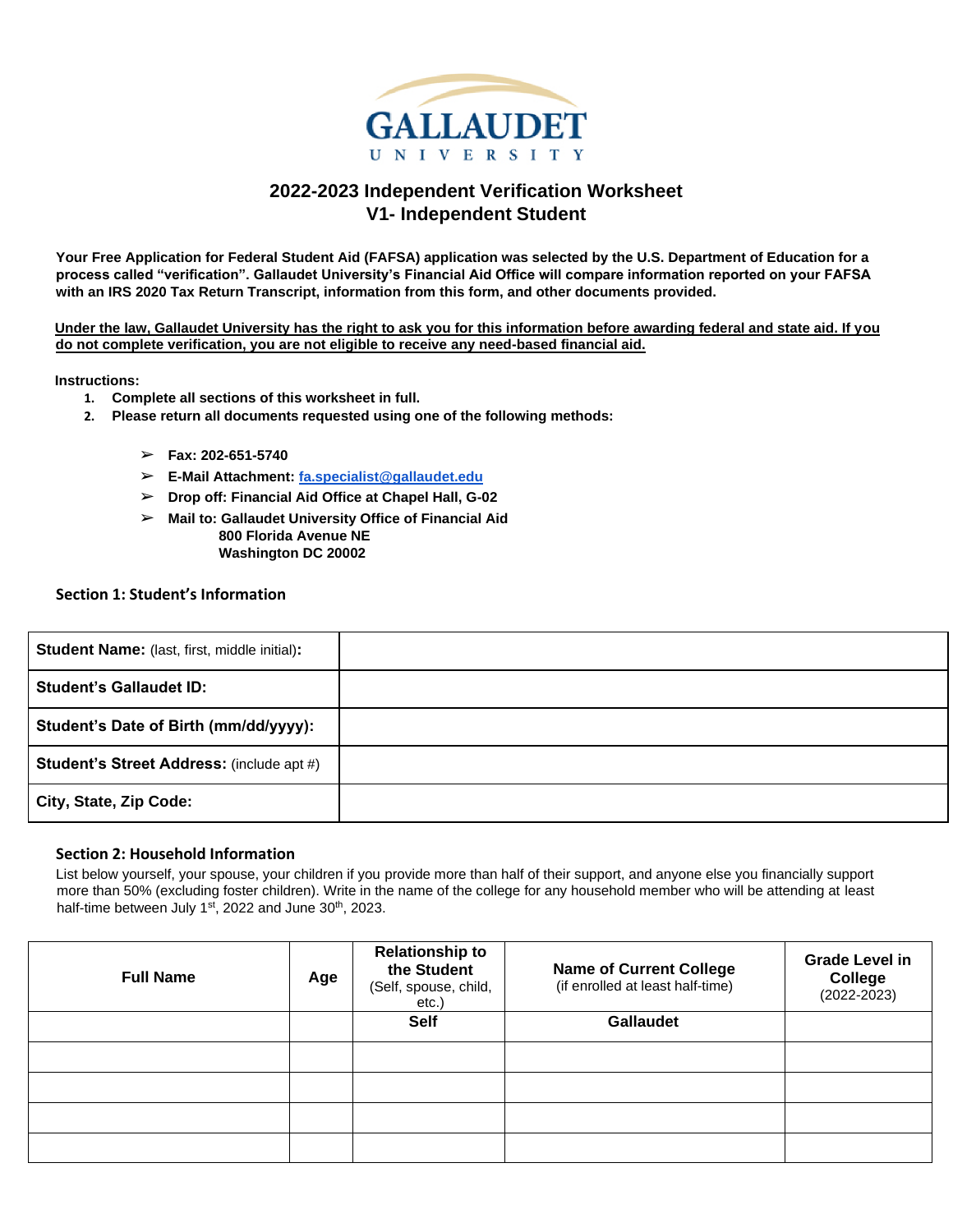GALLAUDET UNIVERSITY

# 2022-2023 Independent Verification Worksheet
## V1- Independent Student

**Your Free Application for Federal Student Aid (FAFSA) application was selected by the U.S. Department of Education for a process called "verification". Gallaudet University's Financial Aid Office will compare information reported on your FAFSA with an IRS 2020 Tax Return Transcript, information from this form, and other documents provided.**

**Under the law, Gallaudet University has the right to ask you for this information before awarding federal and state aid. If you do not complete verification, you are not eligible to receive any need-based financial aid.**

**Instructions:**

1. **Complete all sections of this worksheet in full.**
2. **Please return all documents requested using one of the following methods:**
   - **Fax: 202-651-5740**
   - **E-Mail Attachment: fa.specialist@gallaudet.edu**
   - **Drop off: Financial Aid Office at Chapel Hall, G-02**
   - **Mail to: Gallaudet University Office of Financial Aid**
     **800 Florida Avenue NE**
     **Washington DC 20002**

### Section 1: Student's Information

| | |
|---|---|
| **Student Name:** (last, first, middle initial)**:** | |
| **Student's Gallaudet ID:** | |
| **Student's Date of Birth (mm/dd/yyyy):** | |
| **Student's Street Address:** (include apt #) | |
| **City, State, Zip Code:** | |

### Section 2: Household Information

List below yourself, your spouse, your children if you provide more than half of their support, and anyone else you financially support more than 50% (excluding foster children). Write in the name of the college for any household member who will be attending at least half-time between July 1st, 2022 and June 30th, 2023.

| **Full Name** | **Age** | **Relationship to the Student** (Self, spouse, child, etc.) | **Name of Current College** (if enrolled at least half-time) | **Grade Level in College** (2022-2023) |
|---|---|---|---|---|
| | | **Self** | **Gallaudet** | |
| | | | | |
| | | | | |
| | | | | |
| | | | | |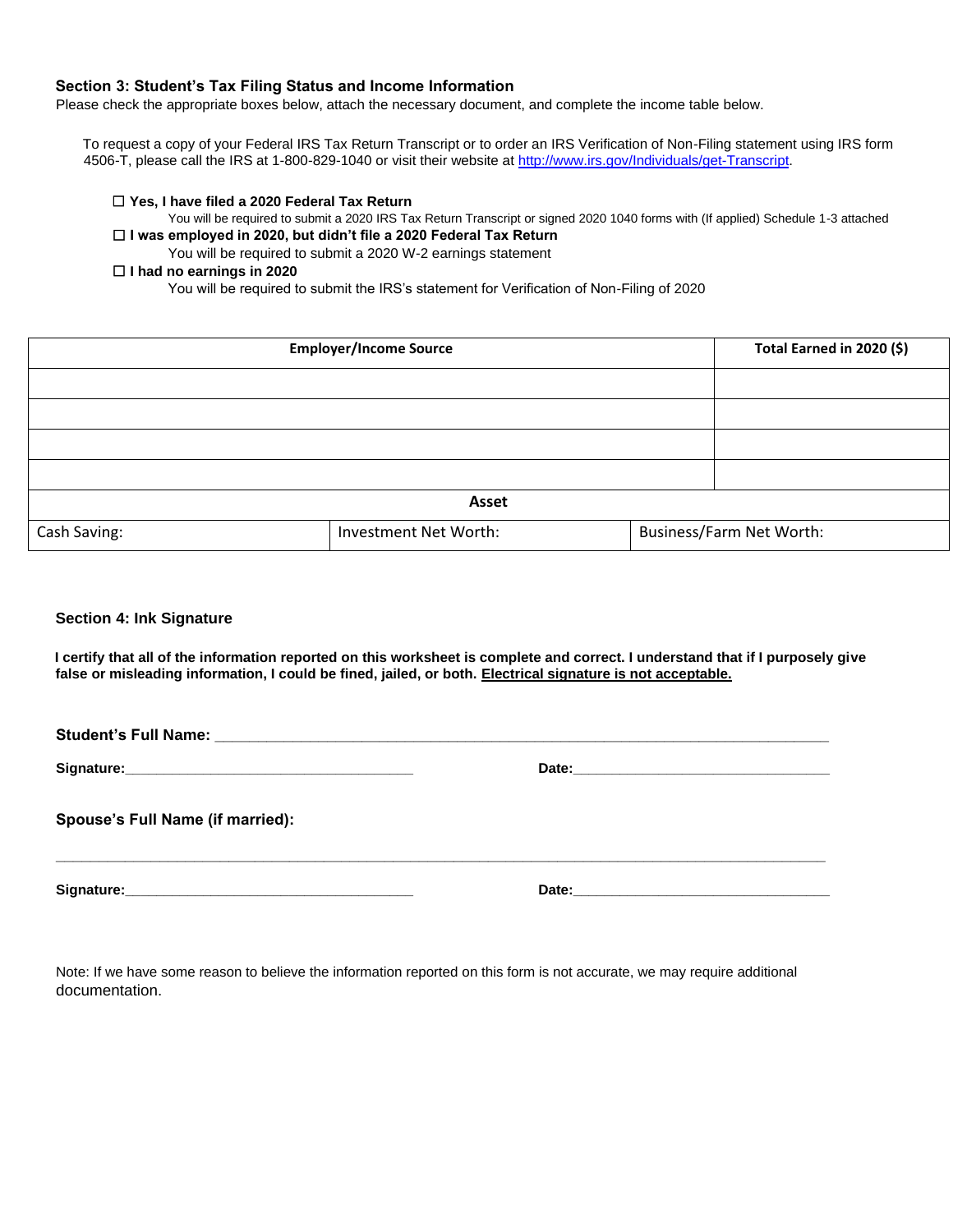### Section 3: Student's Tax Filing Status and Income Information

Please check the appropriate boxes below, attach the necessary document, and complete the income table below.

To request a copy of your Federal IRS Tax Return Transcript or to order an IRS Verification of Non-Filing statement using IRS form 4506-T, please call the IRS at 1-800-829-1040 or visit their website at http://www.irs.gov/Individuals/get-Transcript.

☐ **Yes, I have filed a 2020 Federal Tax Return**
You will be required to submit a 2020 IRS Tax Return Transcript or signed 2020 1040 forms with (If applied) Schedule 1-3 attached

☐ **I was employed in 2020, but didn't file a 2020 Federal Tax Return**
You will be required to submit a 2020 W-2 earnings statement

☐ **I had no earnings in 2020**
You will be required to submit the IRS's statement for Verification of Non-Filing of 2020

| Employer/Income Source | | Total Earned in 2020 ($) |
|---|---|---|
| | | |
| | | |
| | | |
| | | |
| **Asset** | | |
| Cash Saving: | Investment Net Worth: | Business/Farm Net Worth: |

### Section 4: Ink Signature

**I certify that all of the information reported on this worksheet is complete and correct. I understand that if I purposely give false or misleading information, I could be fined, jailed, or both. Electrical signature is not acceptable.**

**Student's Full Name:** ______________________________________________________________

**Signature:**_________________________________ **Date:**______________________________

**Spouse's Full Name (if married):**

_________________________________________________________________________________

**Signature:**_________________________________ **Date:**______________________________

Note: If we have some reason to believe the information reported on this form is not accurate, we may require additional documentation.